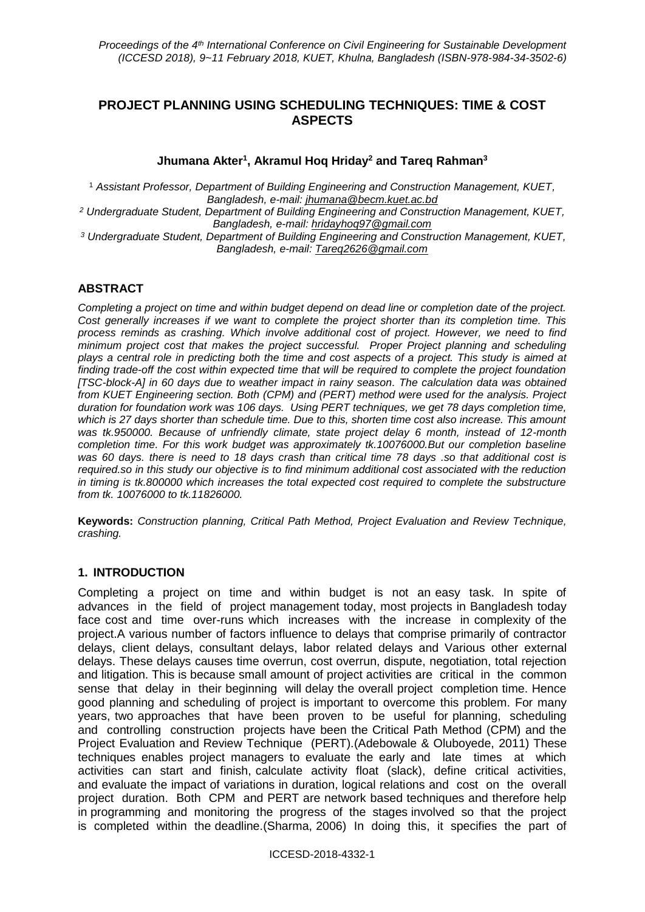# PROJECT PLANNING USING SCHEDULING TECHNIQUES: TIME & COST ASPECTS

**Jhumana Akter[1], Akramul Hoq Hriday[2] and Tareq Rahman[3]**

[1] *Assistant Professor, Department of Building Engineering and Construction Management, KUET, Bangladesh, e-mail: jhumana@becm.kuet.ac.bd*

[2] *Undergraduate Student, Department of Building Engineering and Construction Management, KUET, Bangladesh, e-mail: hridayhoq97@gmail.com*

[3] *Undergraduate Student, Department of Building Engineering and Construction Management, KUET, Bangladesh, e-mail: Tareq2626@gmail.com*

## ABSTRACT

*Completing a project on time and within budget depend on dead line or completion date of the project. Cost generally increases if we want to complete the project shorter than its completion time. This process reminds as crashing. Which involve additional cost of project. However, we need to find minimum project cost that makes the project successful. Proper Project planning and scheduling plays a central role in predicting both the time and cost aspects of a project. This study is aimed at finding trade-off the cost within expected time that will be required to complete the project foundation [TSC-block-A] in 60 days due to weather impact in rainy season. The calculation data was obtained from KUET Engineering section. Both (CPM) and (PERT) method were used for the analysis. Project duration for foundation work was 106 days. Using PERT techniques, we get 78 days completion time, which is 27 days shorter than schedule time. Due to this, shorten time cost also increase. This amount was tk.950000. Because of unfriendly climate, state project delay 6 month, instead of 12-month completion time. For this work budget was approximately tk.10076000.But our completion baseline was 60 days. there is need to 18 days crash than critical time 78 days .so that additional cost is required.so in this study our objective is to find minimum additional cost associated with the reduction in timing is tk.800000 which increases the total expected cost required to complete the substructure from tk. 10076000 to tk.11826000.*

**Keywords:** *Construction planning, Critical Path Method, Project Evaluation and Review Technique, crashing.*

## 1. INTRODUCTION

Completing a project on time and within budget is not an easy task. In spite of advances in the field of project management today, most projects in Bangladesh today face cost and time over-runs which increases with the increase in complexity of the project.A various number of factors influence to delays that comprise primarily of contractor delays, client delays, consultant delays, labor related delays and Various other external delays. These delays causes time overrun, cost overrun, dispute, negotiation, total rejection and litigation. This is because small amount of project activities are critical in the common sense that delay in their beginning will delay the overall project completion time. Hence good planning and scheduling of project is important to overcome this problem. For many years, two approaches that have been proven to be useful for planning, scheduling and controlling construction projects have been the Critical Path Method (CPM) and the Project Evaluation and Review Technique (PERT).(Adebowale & Oluboyede, 2011) These techniques enables project managers to evaluate the early and late times at which activities can start and finish, calculate activity float (slack), define critical activities, and evaluate the impact of variations in duration, logical relations and cost on the overall project duration. Both CPM and PERT are network based techniques and therefore help in programming and monitoring the progress of the stages involved so that the project is completed within the deadline.(Sharma, 2006) In doing this, it specifies the part of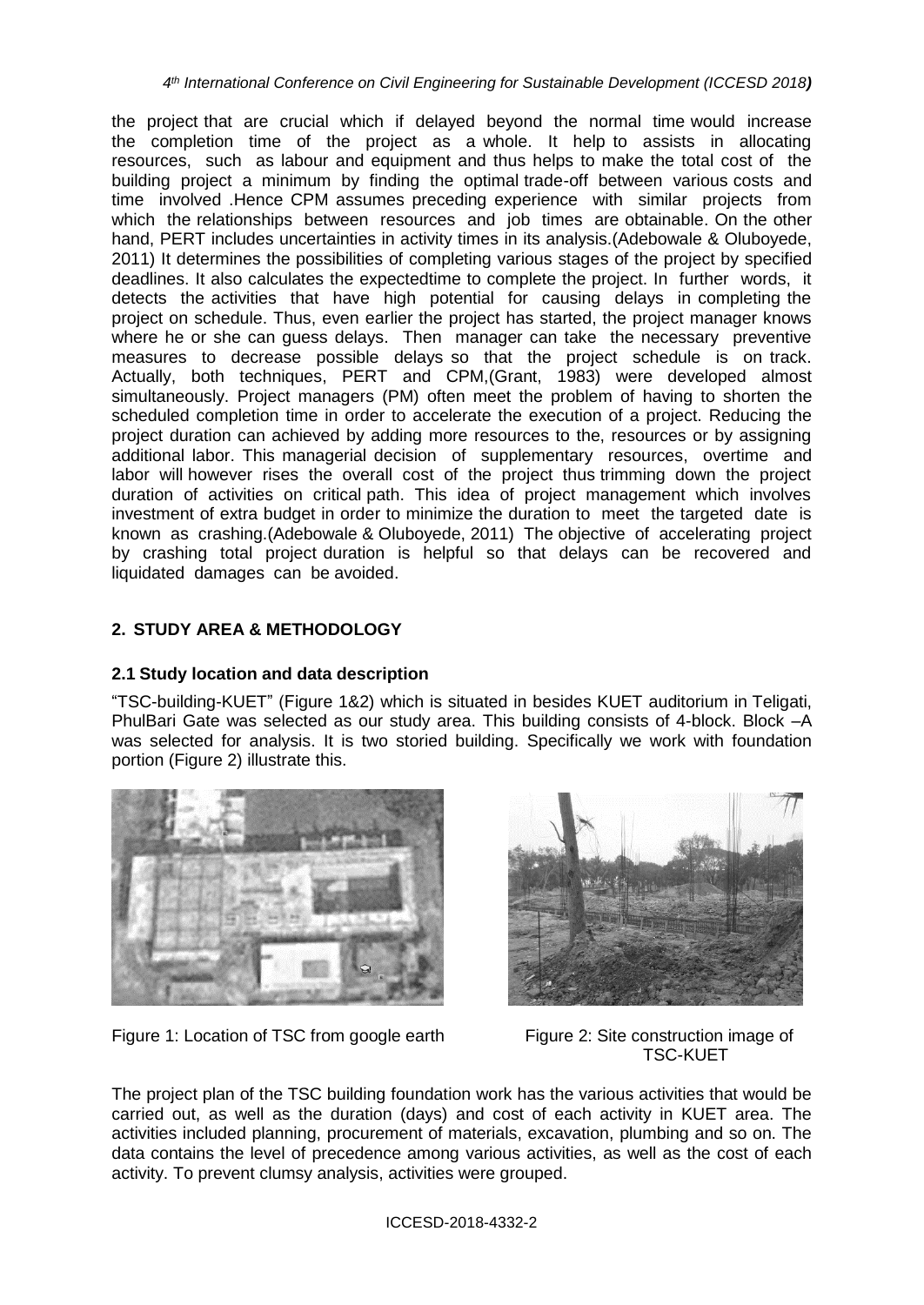the project that are crucial which if delayed beyond the normal time would increase the completion time of the project as a whole. It help to assists in allocating resources, such as labour and equipment and thus helps to make the total cost of the building project a minimum by finding the optimal trade-off between various costs and time involved .Hence CPM assumes preceding experience with similar projects from which the relationships between resources and job times are obtainable. On the other hand, PERT includes uncertainties in activity times in its analysis.(Adebowale & Oluboyede, 2011) It determines the possibilities of completing various stages of the project by specified deadlines. It also calculates the expectedtime to complete the project. In further words, it detects the activities that have high potential for causing delays in completing the project on schedule. Thus, even earlier the project has started, the project manager knows where he or she can guess delays. Then manager can take the necessary preventive measures to decrease possible delays so that the project schedule is on track. Actually, both techniques, PERT and CPM,(Grant, 1983) were developed almost simultaneously. Project managers (PM) often meet the problem of having to shorten the scheduled completion time in order to accelerate the execution of a project. Reducing the project duration can achieved by adding more resources to the, resources or by assigning additional labor. This managerial decision of supplementary resources, overtime and labor will however rises the overall cost of the project thus trimming down the project duration of activities on critical path. This idea of project management which involves investment of extra budget in order to minimize the duration to meet the targeted date is known as crashing.(Adebowale & Oluboyede, 2011) The objective of accelerating project by crashing total project duration is helpful so that delays can be recovered and liquidated damages can be avoided.

## 2. STUDY AREA & METHODOLOGY

### 2.1 Study location and data description

"TSC-building-KUET" (Figure 1&2) which is situated in besides KUET auditorium in Teligati, PhulBari Gate was selected as our study area. This building consists of 4-block. Block –A was selected for analysis. It is two storied building. Specifically we work with foundation portion (Figure 2) illustrate this.

Figure 1: Location of TSC from google earth

Figure 2: Site construction image of TSC-KUET

The project plan of the TSC building foundation work has the various activities that would be carried out, as well as the duration (days) and cost of each activity in KUET area. The activities included planning, procurement of materials, excavation, plumbing and so on. The data contains the level of precedence among various activities, as well as the cost of each activity. To prevent clumsy analysis, activities were grouped.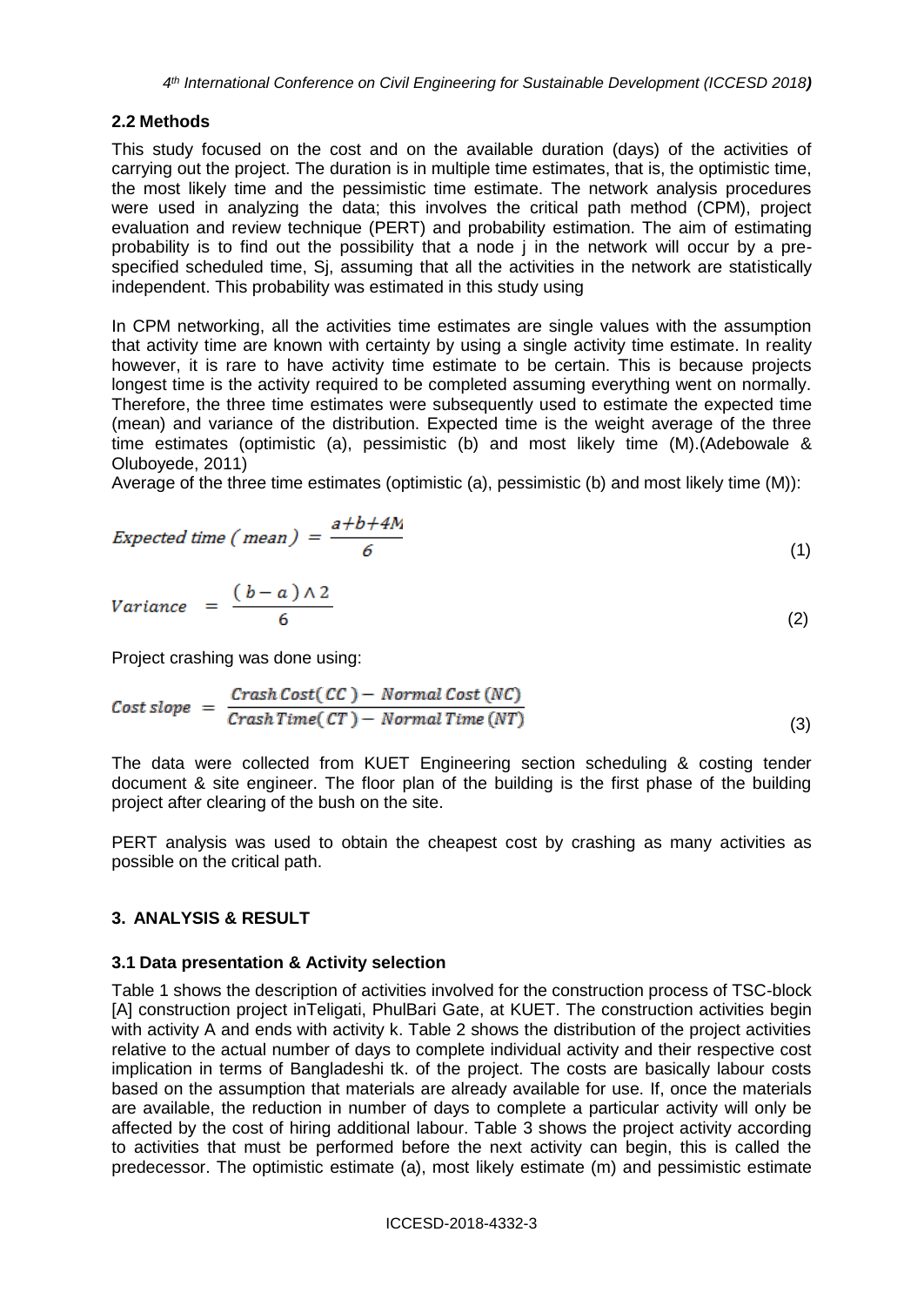### 2.2 Methods

This study focused on the cost and on the available duration (days) of the activities of carrying out the project. The duration is in multiple time estimates, that is, the optimistic time, the most likely time and the pessimistic time estimate. The network analysis procedures were used in analyzing the data; this involves the critical path method (CPM), project evaluation and review technique (PERT) and probability estimation. The aim of estimating probability is to find out the possibility that a node j in the network will occur by a pre-specified scheduled time, Sj, assuming that all the activities in the network are statistically independent. This probability was estimated in this study using

In CPM networking, all the activities time estimates are single values with the assumption that activity time are known with certainty by using a single activity time estimate. In reality however, it is rare to have activity time estimate to be certain. This is because projects longest time is the activity required to be completed assuming everything went on normally. Therefore, the three time estimates were subsequently used to estimate the expected time (mean) and variance of the distribution. Expected time is the weight average of the three time estimates (optimistic (a), pessimistic (b) and most likely time (M).(Adebowale & Oluboyede, 2011)

Average of the three time estimates (optimistic (a), pessimistic (b) and most likely time (M)):

$$Expected\ time\ (\ mean\ ) = \frac{a+b+4M}{6} \tag{1}$$

$$Variance \ = \frac{(\ b-a\ )\wedge 2}{6} \tag{2}$$

Project crashing was done using:

$$Cost\ slope \ = \frac{Crash\ Cost(\ CC\ ) - \ Normal\ Cost\ (NC)}{Crash\ Time(\ CT\ ) - \ Normal\ Time\ (NT)} \tag{3}$$

The data were collected from KUET Engineering section scheduling & costing tender document & site engineer. The floor plan of the building is the first phase of the building project after clearing of the bush on the site.

PERT analysis was used to obtain the cheapest cost by crashing as many activities as possible on the critical path.

## 3. ANALYSIS & RESULT

### 3.1 Data presentation & Activity selection

Table 1 shows the description of activities involved for the construction process of TSC-block [A] construction project inTeligati, PhulBari Gate, at KUET. The construction activities begin with activity A and ends with activity k. Table 2 shows the distribution of the project activities relative to the actual number of days to complete individual activity and their respective cost implication in terms of Bangladeshi tk. of the project. The costs are basically labour costs based on the assumption that materials are already available for use. If, once the materials are available, the reduction in number of days to complete a particular activity will only be affected by the cost of hiring additional labour. Table 3 shows the project activity according to activities that must be performed before the next activity can begin, this is called the predecessor. The optimistic estimate (a), most likely estimate (m) and pessimistic estimate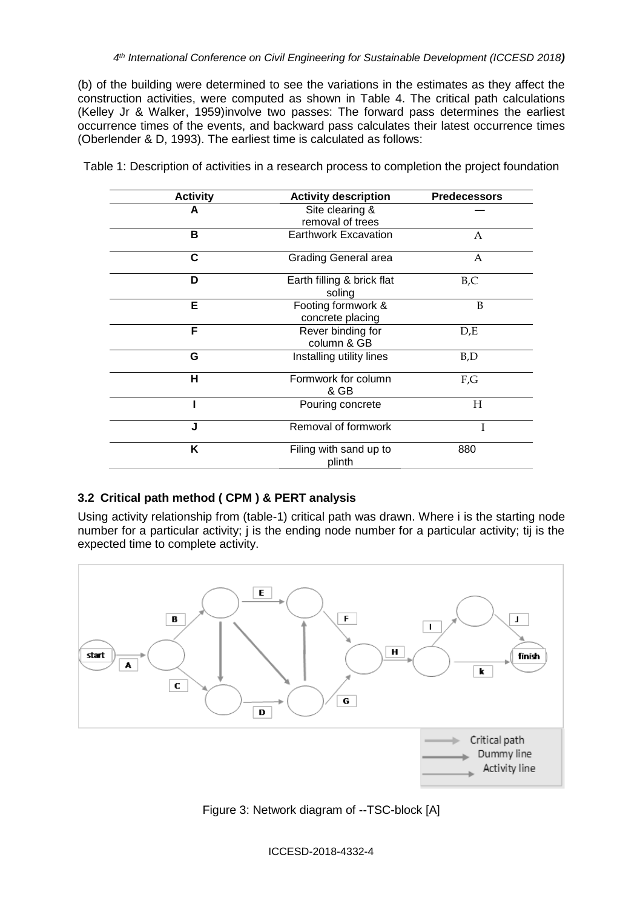(b) of the building were determined to see the variations in the estimates as they affect the construction activities, were computed as shown in Table 4. The critical path calculations (Kelley Jr & Walker, 1959)involve two passes: The forward pass determines the earliest occurrence times of the events, and backward pass calculates their latest occurrence times (Oberlender & D, 1993). The earliest time is calculated as follows:

Table 1: Description of activities in a research process to completion the project foundation

| Activity | Activity description | Predecessors |
|---|---|---|
| A | Site clearing & removal of trees | — |
| B | Earthwork Excavation | A |
| C | Grading General area | A |
| D | Earth filling & brick flat soling | B,C |
| E | Footing formwork & concrete placing | B |
| F | Rever binding for column & GB | D,E |
| G | Installing utility lines | B,D |
| H | Formwork for column & GB | F,G |
| I | Pouring concrete | H |
| J | Removal of formwork | I |
| K | Filing with sand up to plinth | 880 |

## 3.2 Critical path method ( CPM ) & PERT analysis

Using activity relationship from (table-1) critical path was drawn. Where i is the starting node number for a particular activity; j is the ending node number for a particular activity; tij is the expected time to complete activity.

Figure 3: Network diagram of --TSC-block [A]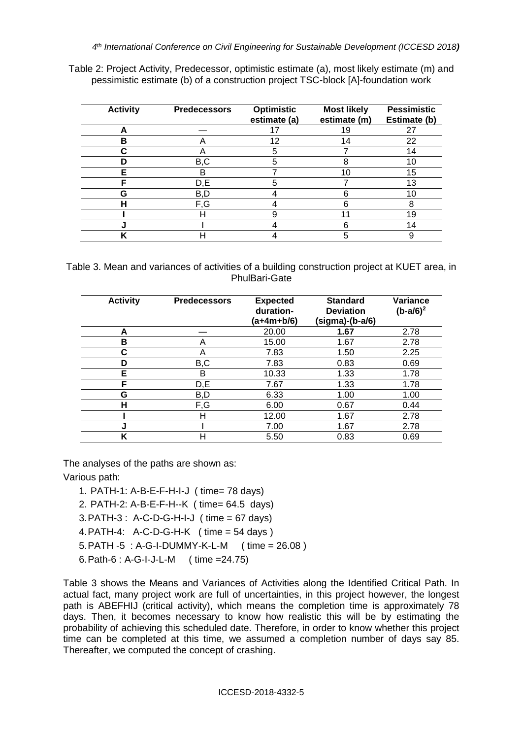Table 2: Project Activity, Predecessor, optimistic estimate (a), most likely estimate (m) and pessimistic estimate (b) of a construction project TSC-block [A]-foundation work

| Activity | Predecessors | Optimistic estimate (a) | Most likely estimate (m) | Pessimistic Estimate (b) |
|---|---|---|---|---|
| A | — | 17 | 19 | 27 |
| B | A | 12 | 14 | 22 |
| C | A | 5 | 7 | 14 |
| D | B,C | 5 | 8 | 10 |
| E | B | 7 | 10 | 15 |
| F | D,E | 5 | 7 | 13 |
| G | B,D | 4 | 6 | 10 |
| H | F,G | 4 | 6 | 8 |
| I | H | 9 | 11 | 19 |
| J | I | 4 | 6 | 14 |
| K | H | 4 | 5 | 9 |

Table 3. Mean and variances of activities of a building construction project at KUET area, in PhulBari-Gate

| Activity | Predecessors | Expected duration- (a+4m+b/6) | Standard Deviation (sigma)-(b-a/6) | Variance $(b\text{-}a/6)^2$ |
|---|---|---|---|---|
| A | — | 20.00 | **1.67** | 2.78 |
| B | A | 15.00 | 1.67 | 2.78 |
| C | A | 7.83 | 1.50 | 2.25 |
| D | B,C | 7.83 | 0.83 | 0.69 |
| E | B | 10.33 | 1.33 | 1.78 |
| F | D,E | 7.67 | 1.33 | 1.78 |
| G | B,D | 6.33 | 1.00 | 1.00 |
| H | F,G | 6.00 | 0.67 | 0.44 |
| I | H | 12.00 | 1.67 | 2.78 |
| J | I | 7.00 | 1.67 | 2.78 |
| K | H | 5.50 | 0.83 | 0.69 |

The analyses of the paths are shown as:

Various path:

1. PATH-1: A-B-E-F-H-I-J ( time= 78 days)
2. PATH-2: A-B-E-F-H--K ( time= 64.5 days)
3. PATH-3 : A-C-D-G-H-I-J ( time = 67 days)
4. PATH-4: A-C-D-G-H-K ( time = 54 days )
5. PATH -5 : A-G-I-DUMMY-K-L-M ( time = 26.08 )
6. Path-6 : A-G-I-J-L-M ( time =24.75)

Table 3 shows the Means and Variances of Activities along the Identified Critical Path. In actual fact, many project work are full of uncertainties, in this project however, the longest path is ABEFHIJ (critical activity), which means the completion time is approximately 78 days. Then, it becomes necessary to know how realistic this will be by estimating the probability of achieving this scheduled date. Therefore, in order to know whether this project time can be completed at this time, we assumed a completion number of days say 85. Thereafter, we computed the concept of crashing.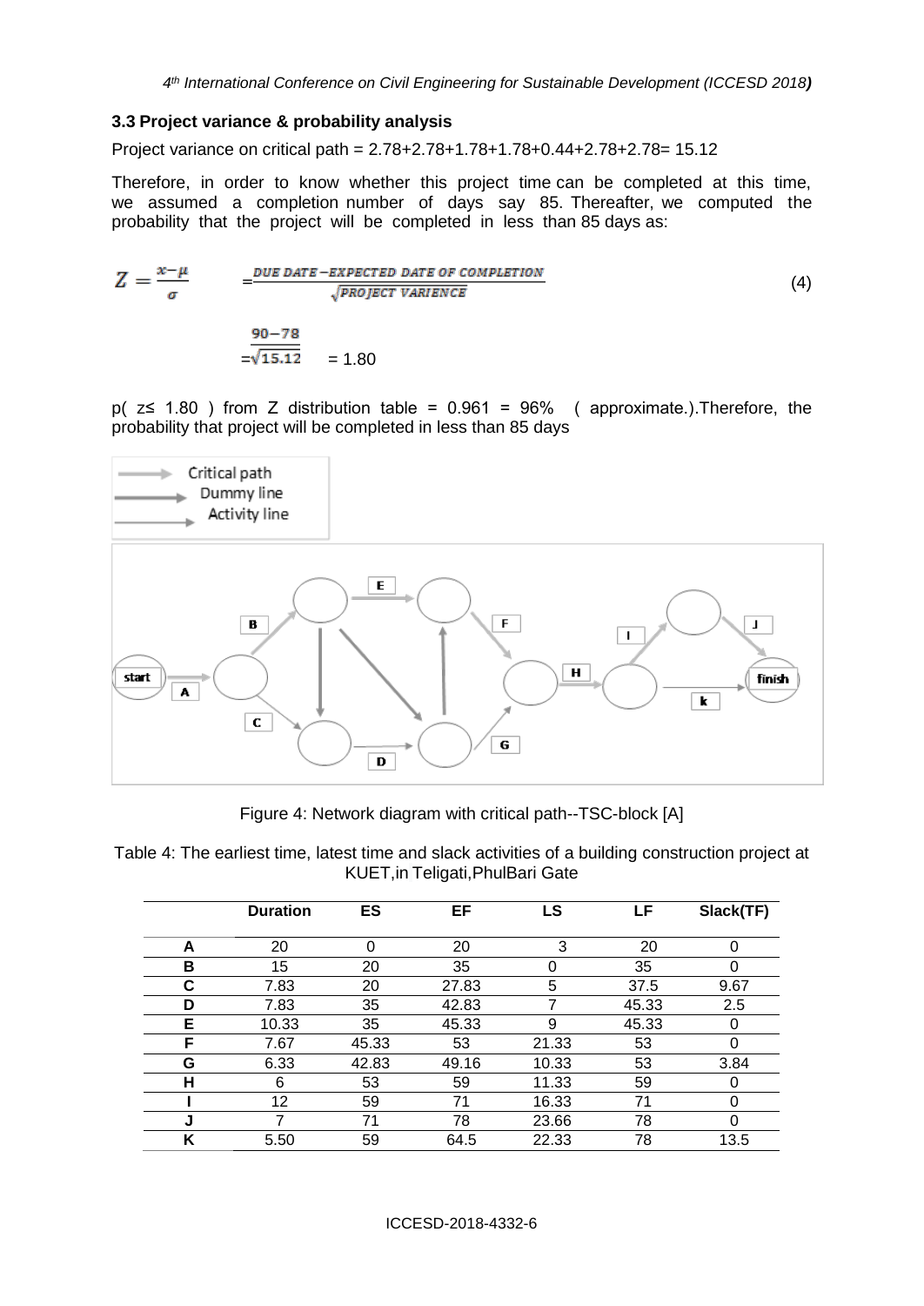### 3.3 Project variance & probability analysis

Project variance on critical path = 2.78+2.78+1.78+1.78+0.44+2.78+2.78= 15.12

Therefore, in order to know whether this project time can be completed at this time, we assumed a completion number of days say 85. Thereafter, we computed the probability that the project will be completed in less than 85 days as:

$$Z = \frac{x-\mu}{\sigma} = \frac{DUE\ DATE - EXPECTED\ DATE\ OF\ COMPLETION}{\sqrt{PROJECT\ VARIENCE}} \quad (4)$$

$$= \frac{90-78}{\sqrt{15.12}} = 1.80$$

p( z≤ 1.80 ) from Z distribution table = 0.961 = 96% ( approximate.).Therefore, the probability that project will be completed in less than 85 days

Figure 4: Network diagram with critical path--TSC-block [A]

Table 4: The earliest time, latest time and slack activities of a building construction project at KUET,in Teligati,PhulBari Gate

| | Duration | ES | EF | LS | LF | Slack(TF) |
|---|---|---|---|---|---|---|
| A | 20 | 0 | 20 | 3 | 20 | 0 |
| B | 15 | 20 | 35 | 0 | 35 | 0 |
| C | 7.83 | 20 | 27.83 | 5 | 37.5 | 9.67 |
| D | 7.83 | 35 | 42.83 | 7 | 45.33 | 2.5 |
| E | 10.33 | 35 | 45.33 | 9 | 45.33 | 0 |
| F | 7.67 | 45.33 | 53 | 21.33 | 53 | 0 |
| G | 6.33 | 42.83 | 49.16 | 10.33 | 53 | 3.84 |
| H | 6 | 53 | 59 | 11.33 | 59 | 0 |
| I | 12 | 59 | 71 | 16.33 | 71 | 0 |
| J | 7 | 71 | 78 | 23.66 | 78 | 0 |
| K | 5.50 | 59 | 64.5 | 22.33 | 78 | 13.5 |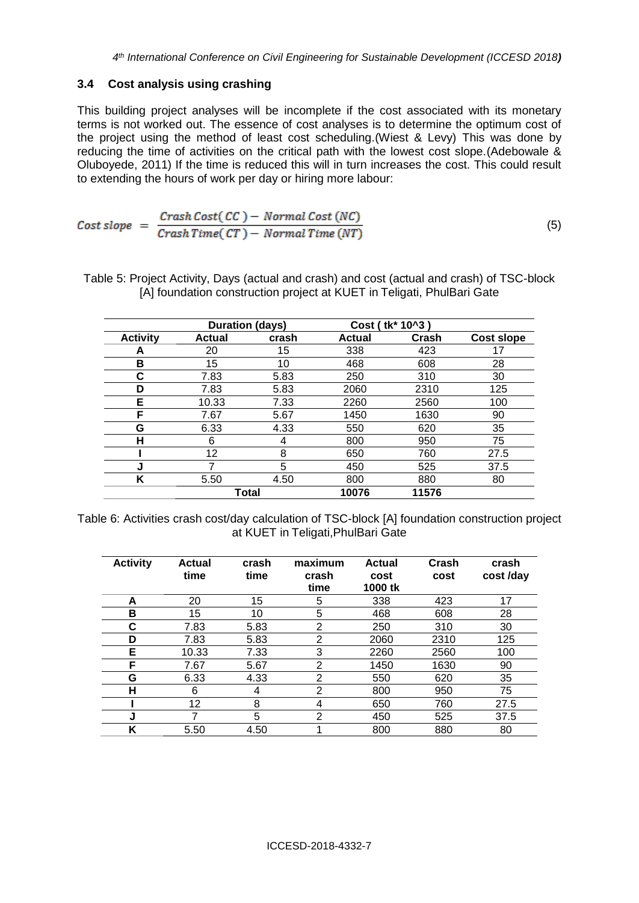### 3.4 Cost analysis using crashing

This building project analyses will be incomplete if the cost associated with its monetary terms is not worked out. The essence of cost analyses is to determine the optimum cost of the project using the method of least cost scheduling.(Wiest & Levy) This was done by reducing the time of activities on the critical path with the lowest cost slope.(Adebowale & Oluboyede, 2011) If the time is reduced this will in turn increases the cost. This could result to extending the hours of work per day or hiring more labour:

$$Cost\ slope\ =\ \frac{Crash\ Cost(\ CC\ )-\ Normal\ Cost\ (NC)}{Crash\ Time(\ CT\ )-\ Normal\ Time\ (NT)} \tag{5}$$

Table 5: Project Activity, Days (actual and crash) and cost (actual and crash) of TSC-block [A] foundation construction project at KUET in Teligati, PhulBari Gate

| | Duration (days) | | Cost ( tk* 10^3 ) | | |
|---|---|---|---|---|---|
| **Activity** | **Actual** | **crash** | **Actual** | **Crash** | **Cost slope** |
| **A** | 20 | 15 | 338 | 423 | 17 |
| **B** | 15 | 10 | 468 | 608 | 28 |
| **C** | 7.83 | 5.83 | 250 | 310 | 30 |
| **D** | 7.83 | 5.83 | 2060 | 2310 | 125 |
| **E** | 10.33 | 7.33 | 2260 | 2560 | 100 |
| **F** | 7.67 | 5.67 | 1450 | 1630 | 90 |
| **G** | 6.33 | 4.33 | 550 | 620 | 35 |
| **H** | 6 | 4 | 800 | 950 | 75 |
| **I** | 12 | 8 | 650 | 760 | 27.5 |
| **J** | 7 | 5 | 450 | 525 | 37.5 |
| **K** | 5.50 | 4.50 | 800 | 880 | 80 |
| | **Total** | | **10076** | **11576** | |

Table 6: Activities crash cost/day calculation of TSC-block [A] foundation construction project at KUET in Teligati,PhulBari Gate

| Activity | Actual time | crash time | maximum crash time | Actual cost 1000 tk | Crash cost | crash cost /day |
|---|---|---|---|---|---|---|
| **A** | 20 | 15 | 5 | 338 | 423 | 17 |
| **B** | 15 | 10 | 5 | 468 | 608 | 28 |
| **C** | 7.83 | 5.83 | 2 | 250 | 310 | 30 |
| **D** | 7.83 | 5.83 | 2 | 2060 | 2310 | 125 |
| **E** | 10.33 | 7.33 | 3 | 2260 | 2560 | 100 |
| **F** | 7.67 | 5.67 | 2 | 1450 | 1630 | 90 |
| **G** | 6.33 | 4.33 | 2 | 550 | 620 | 35 |
| **H** | 6 | 4 | 2 | 800 | 950 | 75 |
| **I** | 12 | 8 | 4 | 650 | 760 | 27.5 |
| **J** | 7 | 5 | 2 | 450 | 525 | 37.5 |
| **K** | 5.50 | 4.50 | 1 | 800 | 880 | 80 |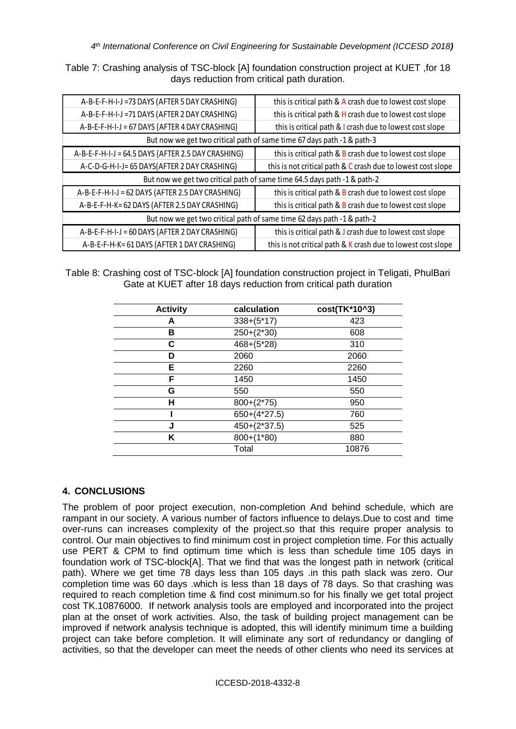Table 7: Crashing analysis of TSC-block [A] foundation construction project at KUET ,for 18 days reduction from critical path duration.

| | |
|---|---|
| A-B-E-F-H-I-J =73 DAYS (AFTER 5 DAY CRASHING) | this is critical path & A crash due to lowest cost slope |
| A-B-E-F-H-I-J =71 DAYS (AFTER 2 DAY CRASHING) | this is critical path & H crash due to lowest cost slope |
| A-B-E-F-H-I-J = 67 DAYS (AFTER 4 DAY CRASHING) | this is critical path & I crash due to lowest cost slope |
| But now we get two critical path of same time 67 days path -1 & path-3 | |
| A-B-E-F-H-I-J = 64.5 DAYS (AFTER 2.5 DAY CRASHING) | this is critical path & B crash due to lowest cost slope |
| A-C-D-G-H-I-J= 65 DAYS(AFTER 2 DAY CRASHING) | this is not critical path & C crash due to lowest cost slope |
| But now we get two critical path of same time 64.5 days path -1 & path-2 | |
| A-B-E-F-H-I-J = 62 DAYS (AFTER 2.5 DAY CRASHING) | this is critical path & B crash due to lowest cost slope |
| A-B-E-F-H-K= 62 DAYS (AFTER 2.5 DAY CRASHING) | this is critical path & B crash due to lowest cost slope |
| But now we get two critical path of same time 62 days path -1 & path-2 | |
| A-B-E-F-H-I-J = 60 DAYS (AFTER 2 DAY CRASHING) | this is critical path & J crash due to lowest cost slope |
| A-B-E-F-H-K= 61 DAYS (AFTER 1 DAY CRASHING) | this is not critical path & K crash due to lowest cost slope |

Table 8: Crashing cost of TSC-block [A] foundation construction project in Teligati, PhulBari Gate at KUET after 18 days reduction from critical path duration

| Activity | calculation | cost(TK*10^3) |
|---|---|---|
| A | 338+(5*17) | 423 |
| B | 250+(2*30) | 608 |
| C | 468+(5*28) | 310 |
| D | 2060 | 2060 |
| E | 2260 | 2260 |
| F | 1450 | 1450 |
| G | 550 | 550 |
| H | 800+(2*75) | 950 |
| I | 650+(4*27.5) | 760 |
| J | 450+(2*37.5) | 525 |
| K | 800+(1*80) | 880 |
| | Total | 10876 |

## 4. CONCLUSIONS

The problem of poor project execution, non-completion And behind schedule, which are rampant in our society. A various number of factors influence to delays.Due to cost and time over-runs can increases complexity of the project.so that this require proper analysis to control. Our main objectives to find minimum cost in project completion time. For this actually use PERT & CPM to find optimum time which is less than schedule time 105 days in foundation work of TSC-block[A]. That we find that was the longest path in network (critical path). Where we get time 78 days less than 105 days .in this path slack was zero. Our completion time was 60 days .which is less than 18 days of 78 days. So that crashing was required to reach completion time & find cost minimum.so for his finally we get total project cost TK.10876000. If network analysis tools are employed and incorporated into the project plan at the onset of work activities. Also, the task of building project management can be improved if network analysis technique is adopted, this will identify minimum time a building project can take before completion. It will eliminate any sort of redundancy or dangling of activities, so that the developer can meet the needs of other clients who need its services at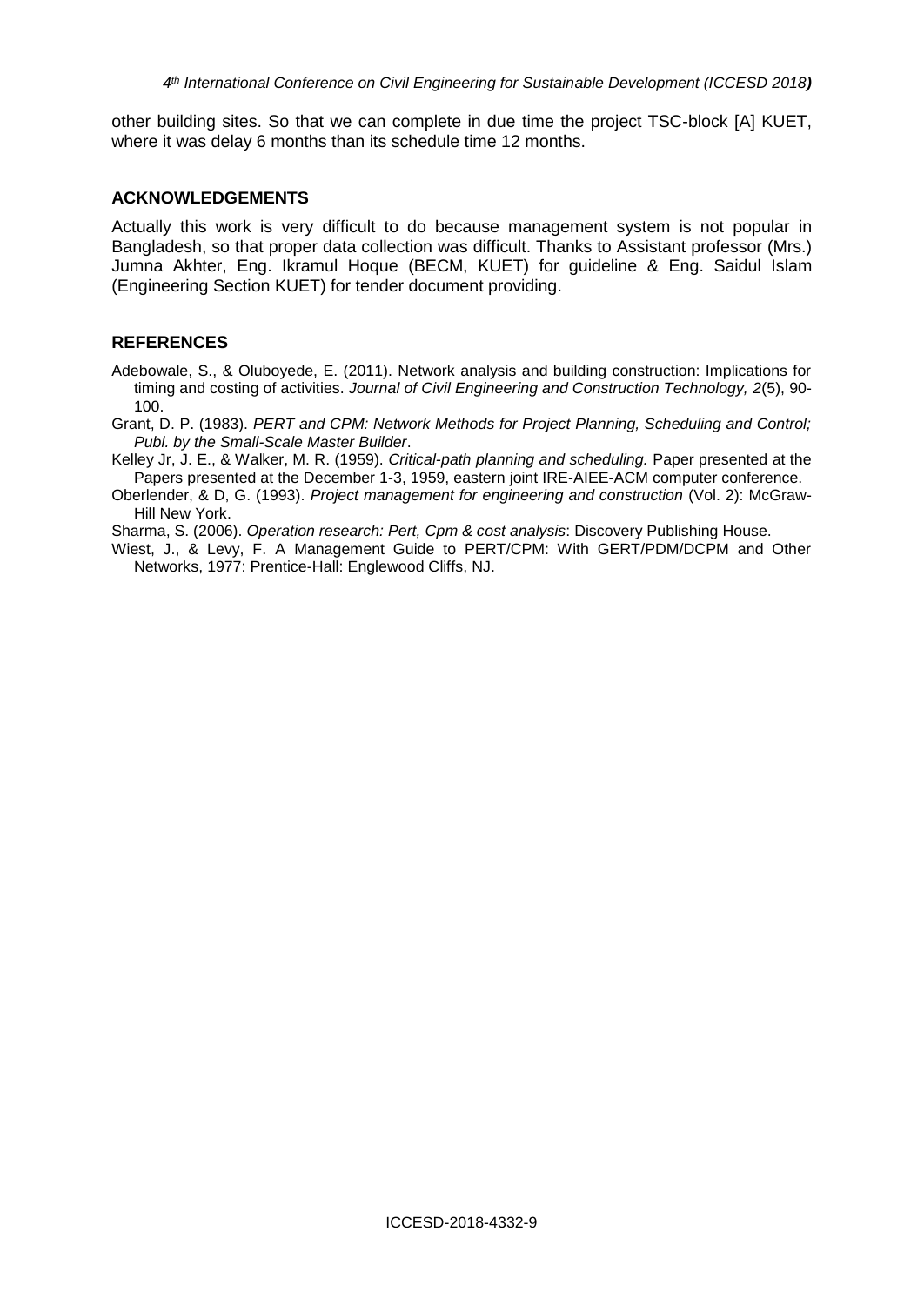other building sites. So that we can complete in due time the project TSC-block [A] KUET, where it was delay 6 months than its schedule time 12 months.

## ACKNOWLEDGEMENTS

Actually this work is very difficult to do because management system is not popular in Bangladesh, so that proper data collection was difficult. Thanks to Assistant professor (Mrs.) Jumna Akhter, Eng. Ikramul Hoque (BECM, KUET) for guideline & Eng. Saidul Islam (Engineering Section KUET) for tender document providing.

## REFERENCES

Adebowale, S., & Oluboyede, E. (2011). Network analysis and building construction: Implications for timing and costing of activities. *Journal of Civil Engineering and Construction Technology, 2*(5), 90-100.

Grant, D. P. (1983). *PERT and CPM: Network Methods for Project Planning, Scheduling and Control; Publ. by the Small-Scale Master Builder*.

Kelley Jr, J. E., & Walker, M. R. (1959). *Critical-path planning and scheduling.* Paper presented at the Papers presented at the December 1-3, 1959, eastern joint IRE-AIEE-ACM computer conference.

Oberlender, & D, G. (1993). *Project management for engineering and construction* (Vol. 2): McGraw-Hill New York.

Sharma, S. (2006). *Operation research: Pert, Cpm & cost analysis*: Discovery Publishing House.

Wiest, J., & Levy, F. A Management Guide to PERT/CPM: With GERT/PDM/DCPM and Other Networks, 1977: Prentice-Hall: Englewood Cliffs, NJ.